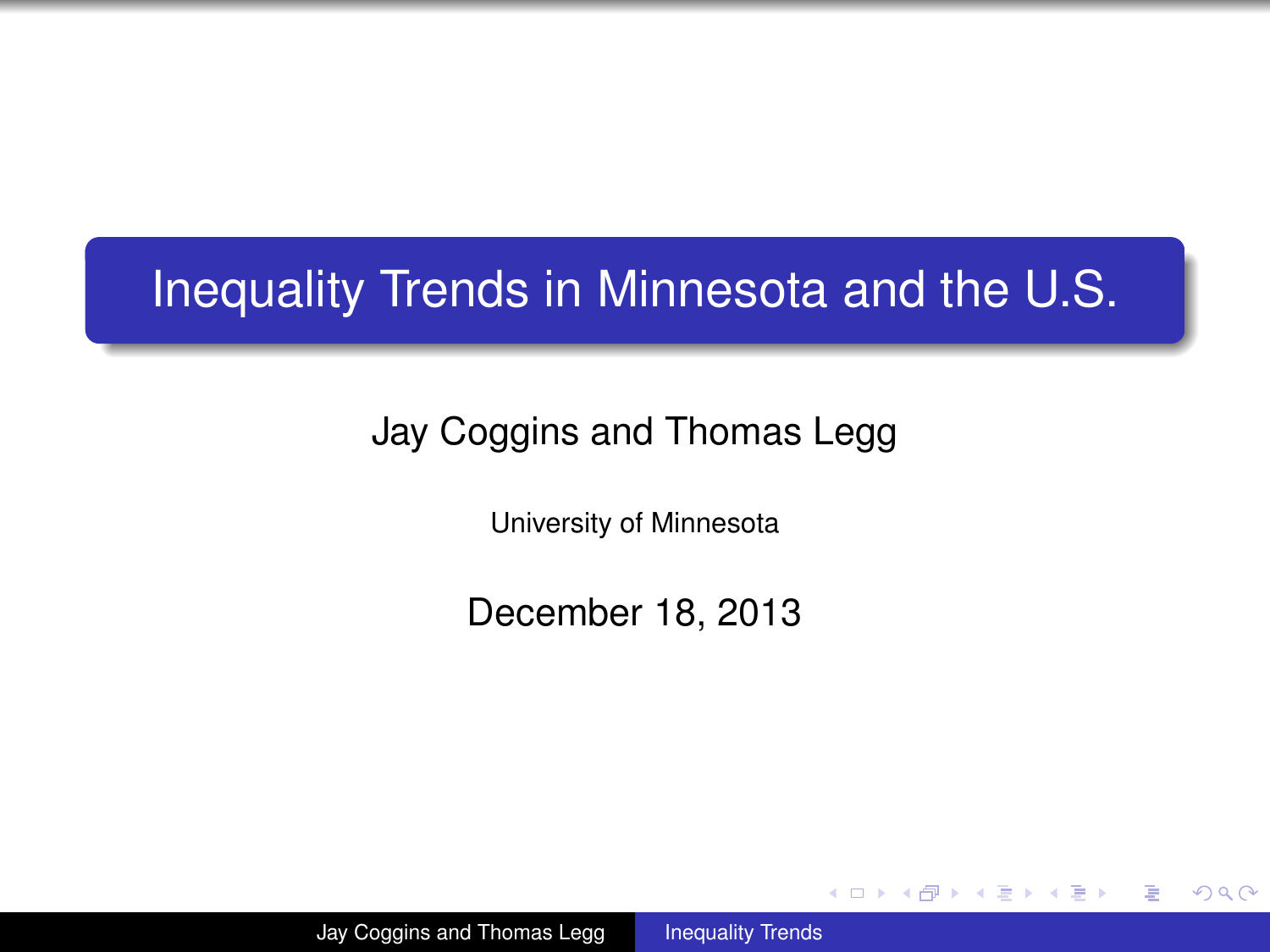# Inequality Trends in Minnesota and the U.S.

Jay Coggins and Thomas Legg

University of Minnesota

December 18, 2013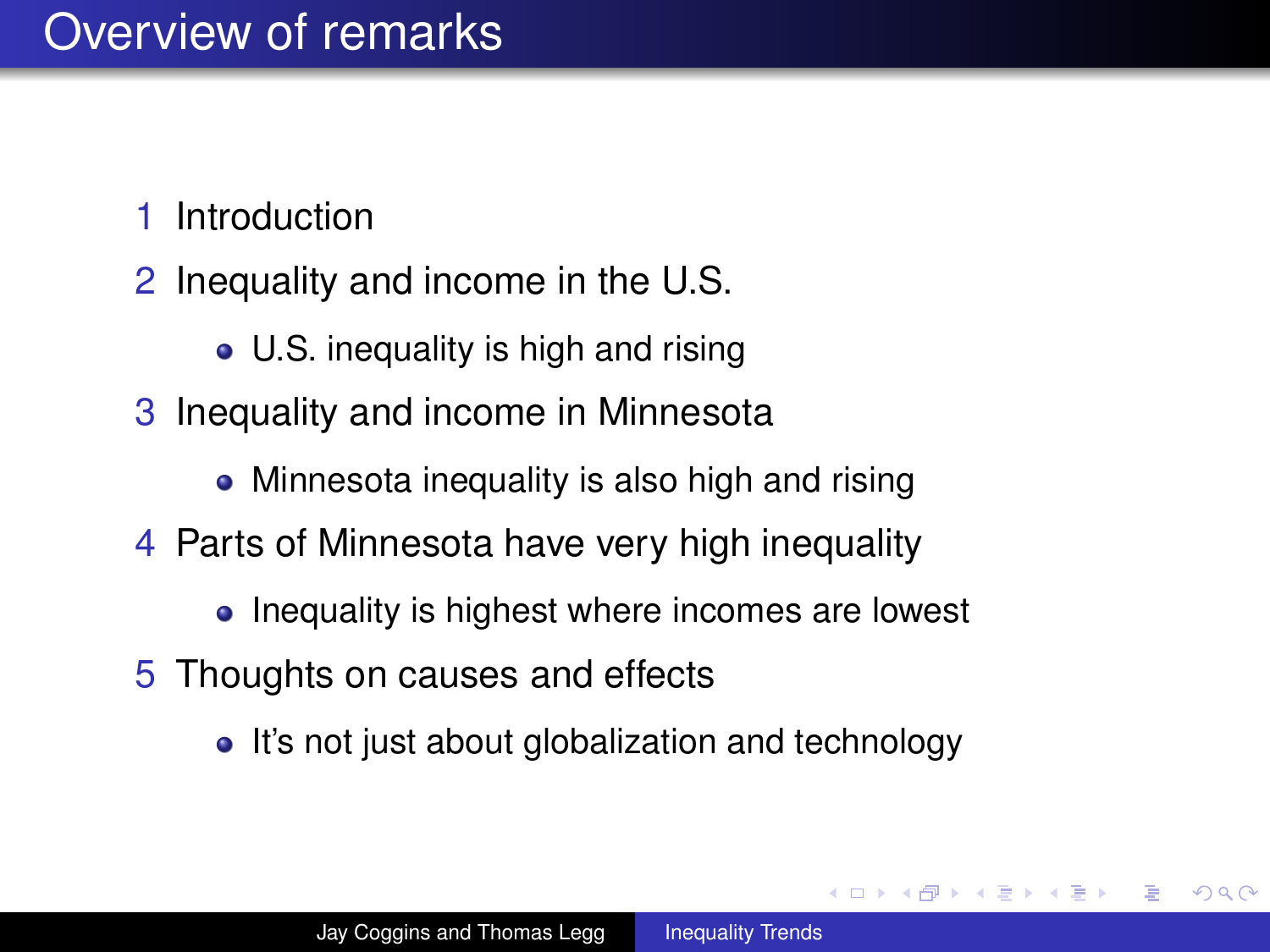# Overview of remarks

1. Introduction
2. Inequality and income in the U.S.
   - U.S. inequality is high and rising
3. Inequality and income in Minnesota
   - Minnesota inequality is also high and rising
4. Parts of Minnesota have very high inequality
   - Inequality is highest where incomes are lowest
5. Thoughts on causes and effects
   - It's not just about globalization and technology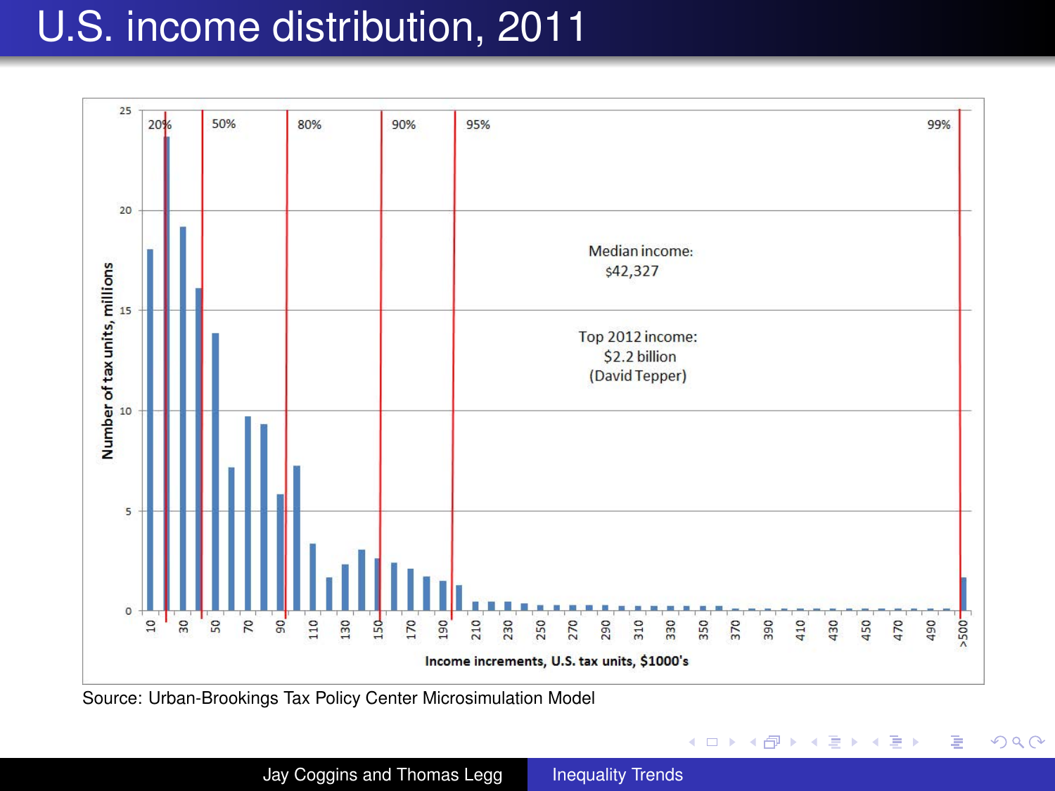# U.S. income distribution, 2011

25

20

15

10

5

0

Number of tax units, millions

20% 50% 80% 90% 95% 99%

Median income: $42,327

Top 2012 income: $2.2 billion (David Tepper)

10 30 50 70 90 110 130 150 170 190 210 230 250 270 290 310 330 350 370 390 410 430 450 470 490 >500

Income increments, U.S. tax units, $1000's

Source: Urban-Brookings Tax Policy Center Microsimulation Model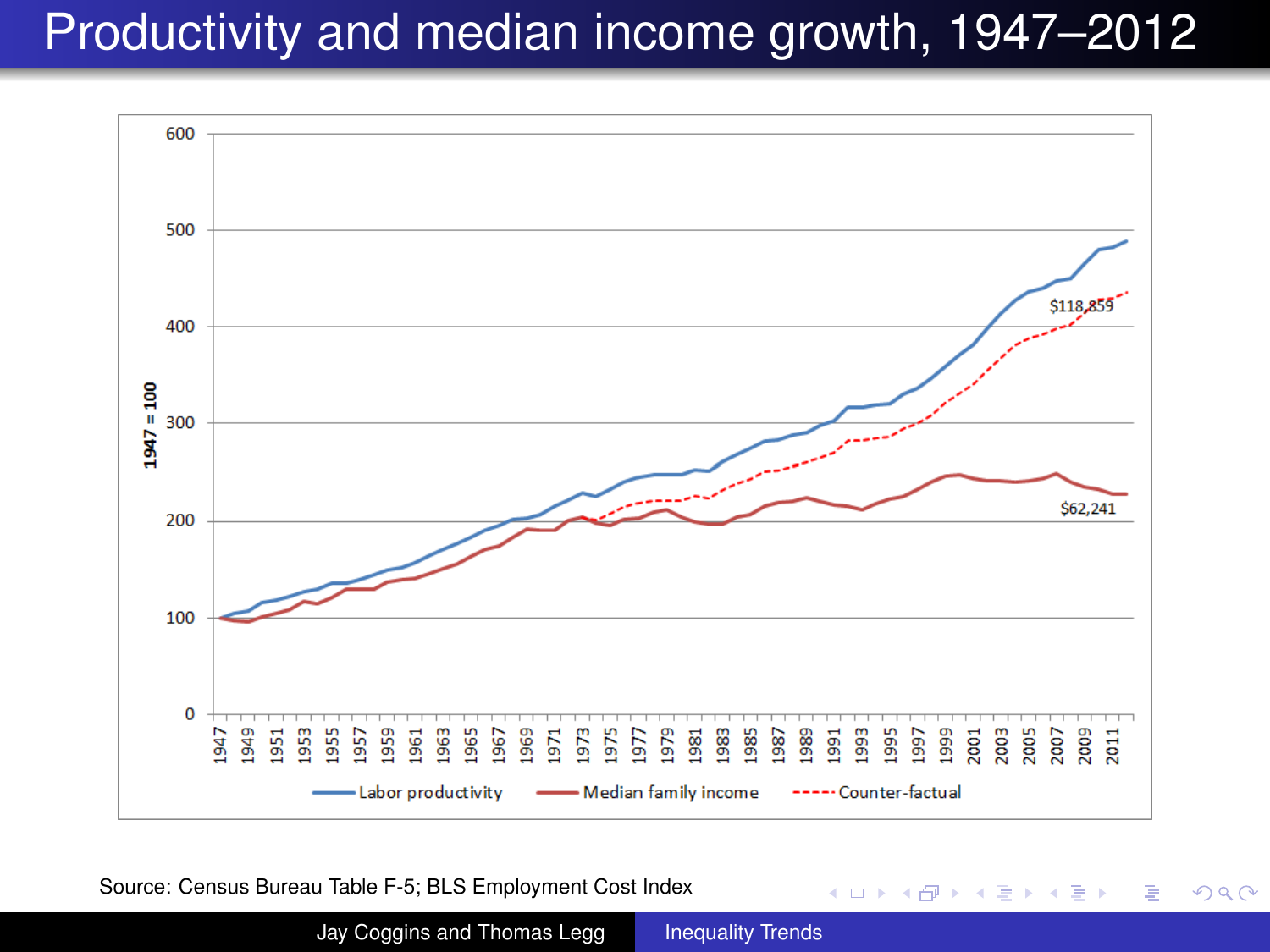# Productivity and median income growth, 1947–2012

Source: Census Bureau Table F-5; BLS Employment Cost Index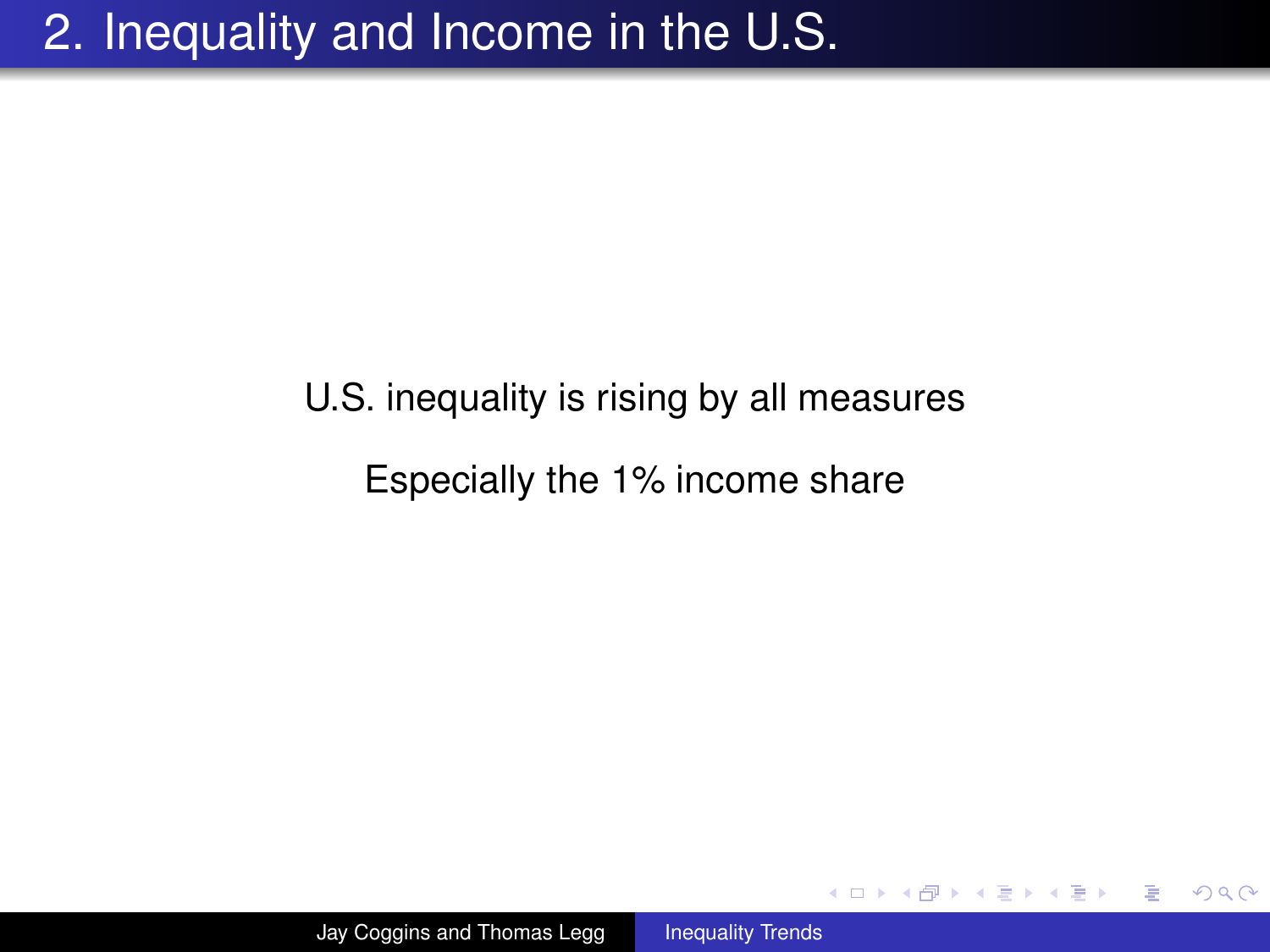# 2. Inequality and Income in the U.S.

U.S. inequality is rising by all measures

Especially the 1% income share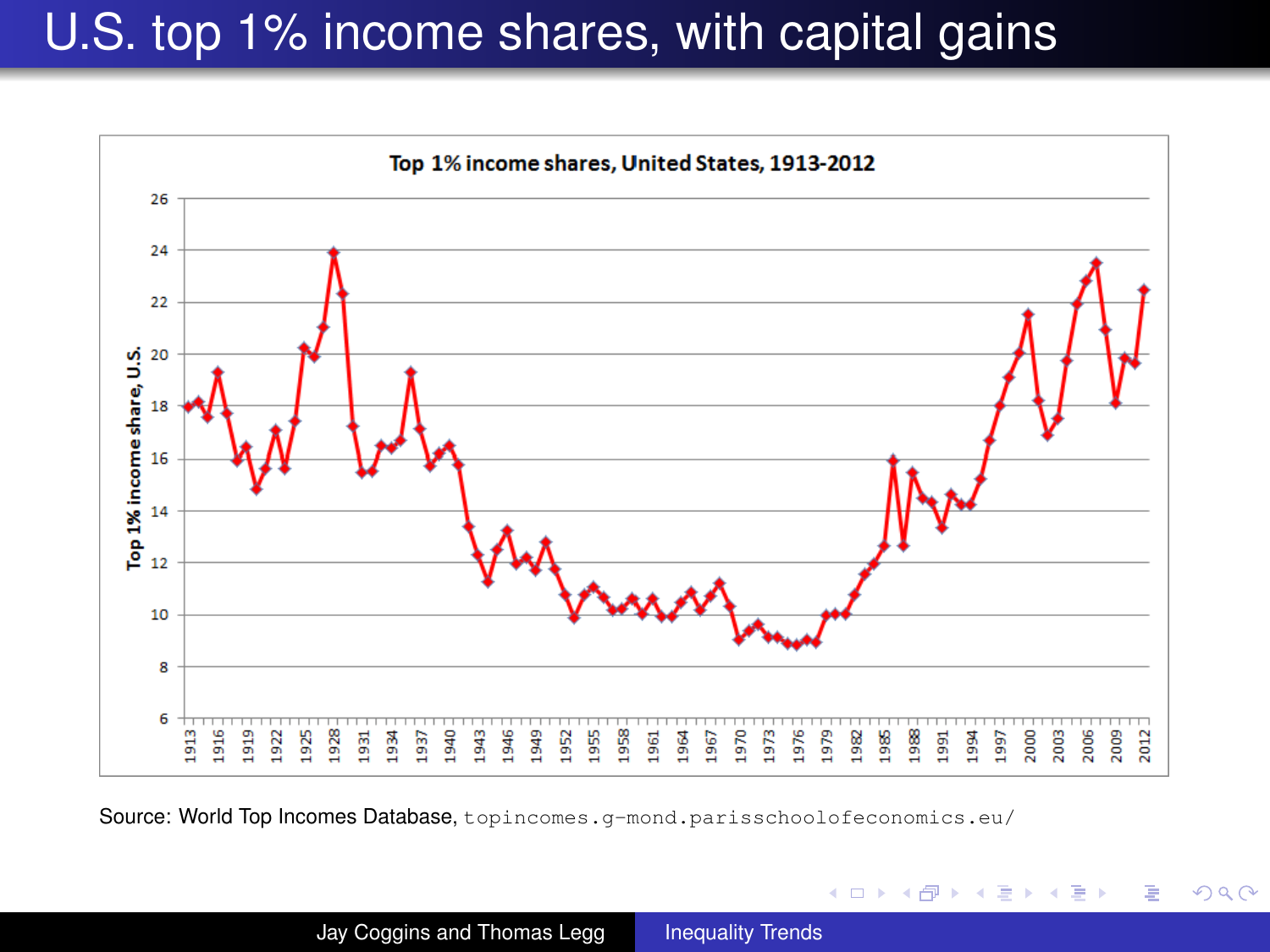# U.S. top 1% income shares, with capital gains

Source: World Top Incomes Database, `topincomes.g-mond.parisschoolofeconomics.eu/`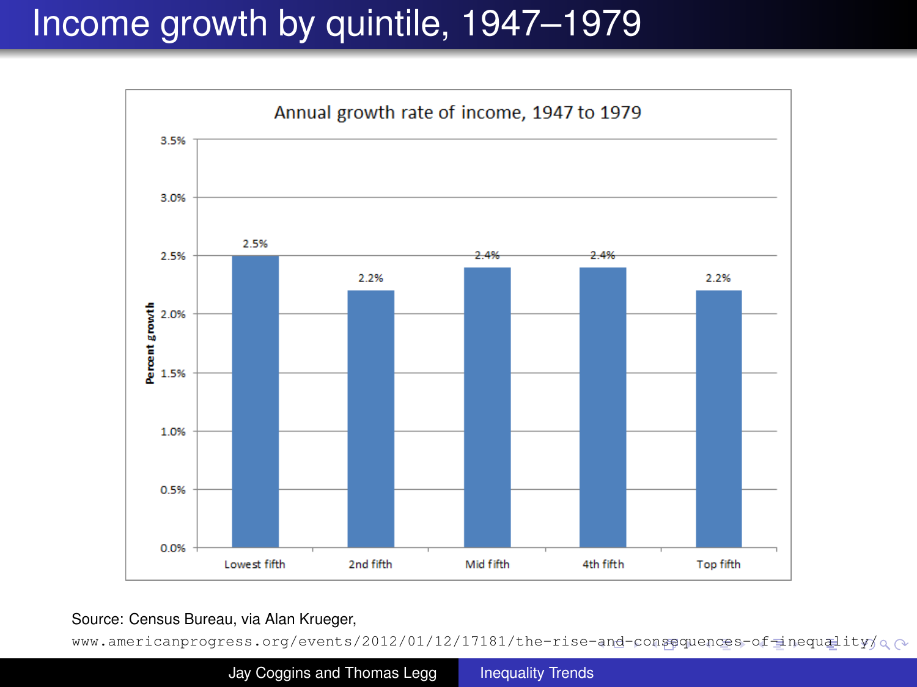# Income growth by quintile, 1947–1979

**Annual growth rate of income, 1947 to 1979**

| Quintile | Percent growth |
| --- | --- |
| Lowest fifth | 2.5% |
| 2nd fifth | 2.2% |
| Mid fifth | 2.4% |
| 4th fifth | 2.4% |
| Top fifth | 2.2% |

Source: Census Bureau, via Alan Krueger,
www.americanprogress.org/events/2012/01/12/17181/the-rise-and-consequences-of-inequality/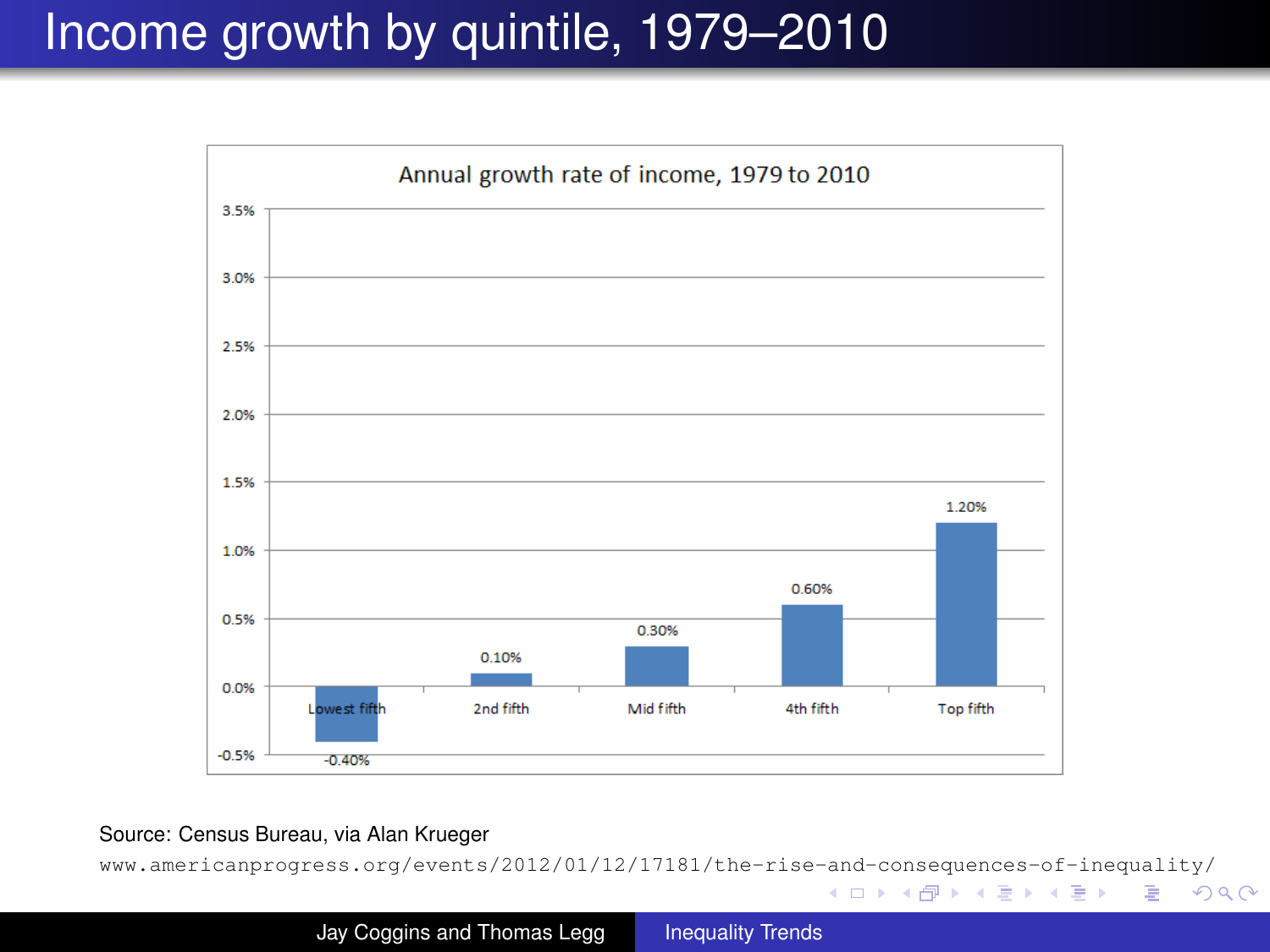# Income growth by quintile, 1979–2010

Annual growth rate of income, 1979 to 2010

| Quintile | Annual growth rate |
| --- | --- |
| Lowest fifth | -0.40% |
| 2nd fifth | 0.10% |
| Mid fifth | 0.30% |
| 4th fifth | 0.60% |
| Top fifth | 1.20% |

Source: Census Bureau, via Alan Krueger

www.americanprogress.org/events/2012/01/12/17181/the-rise-and-consequences-of-inequality/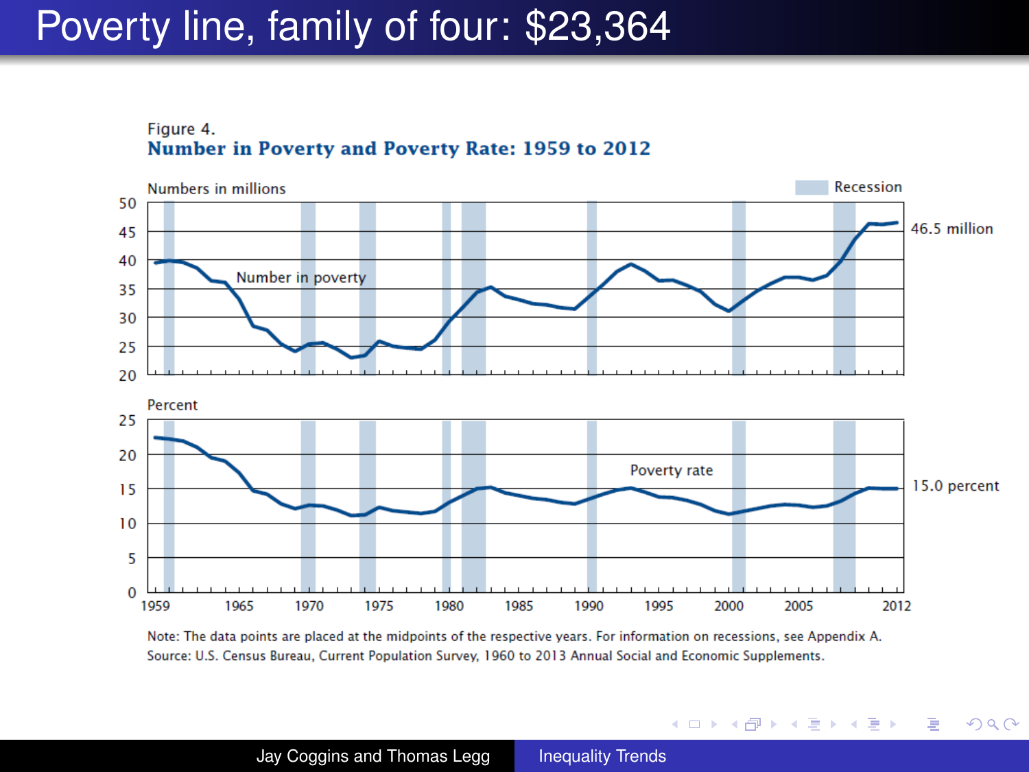# Poverty line, family of four: $23,364

Figure 4.
**Number in Poverty and Poverty Rate: 1959 to 2012**

Numbers in millions

Recession

Number in poverty

46.5 million

Percent

Poverty rate

15.0 percent

Note: The data points are placed at the midpoints of the respective years. For information on recessions, see Appendix A.
Source: U.S. Census Bureau, Current Population Survey, 1960 to 2013 Annual Social and Economic Supplements.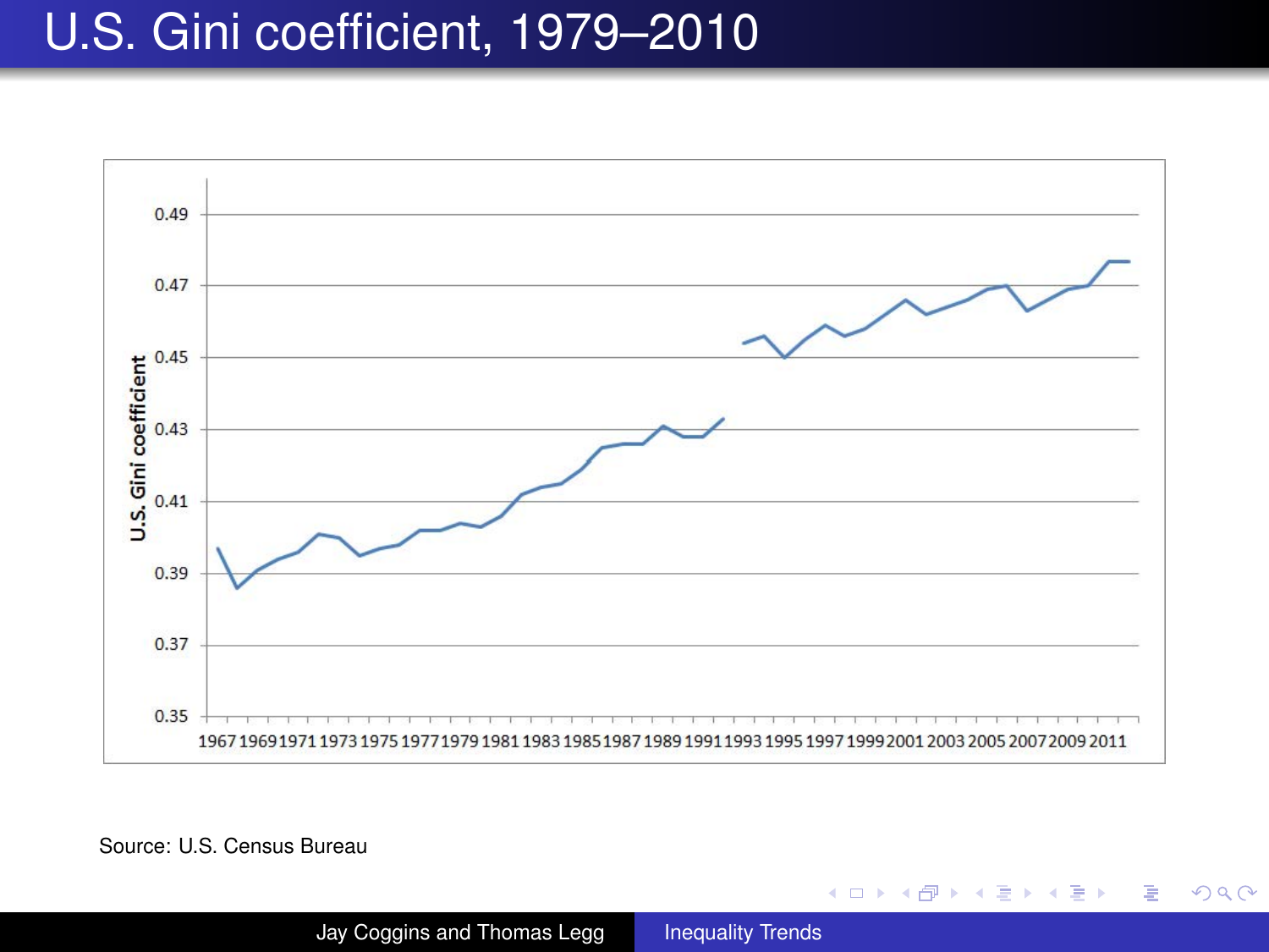# U.S. Gini coefficient, 1979–2010

Source: U.S. Census Bureau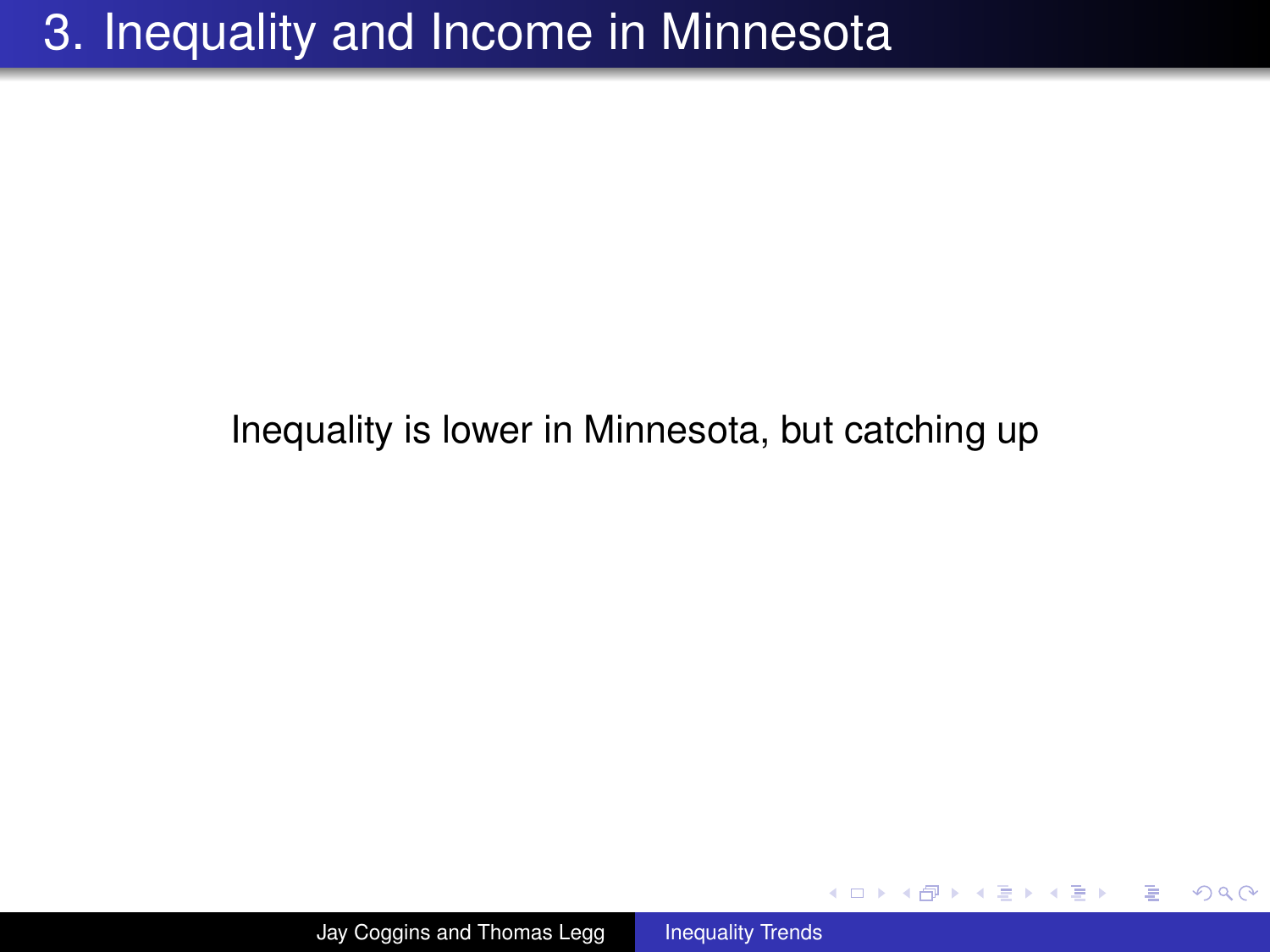# 3. Inequality and Income in Minnesota

Inequality is lower in Minnesota, but catching up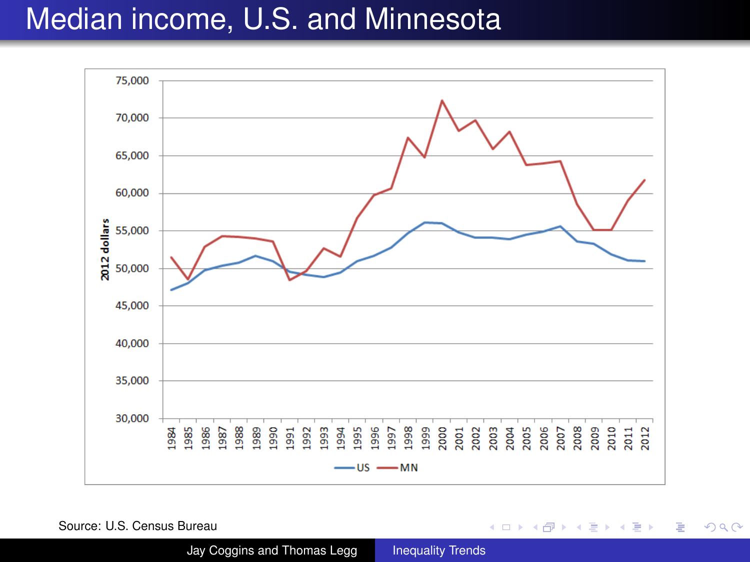# Median income, U.S. and Minnesota

Source: U.S. Census Bureau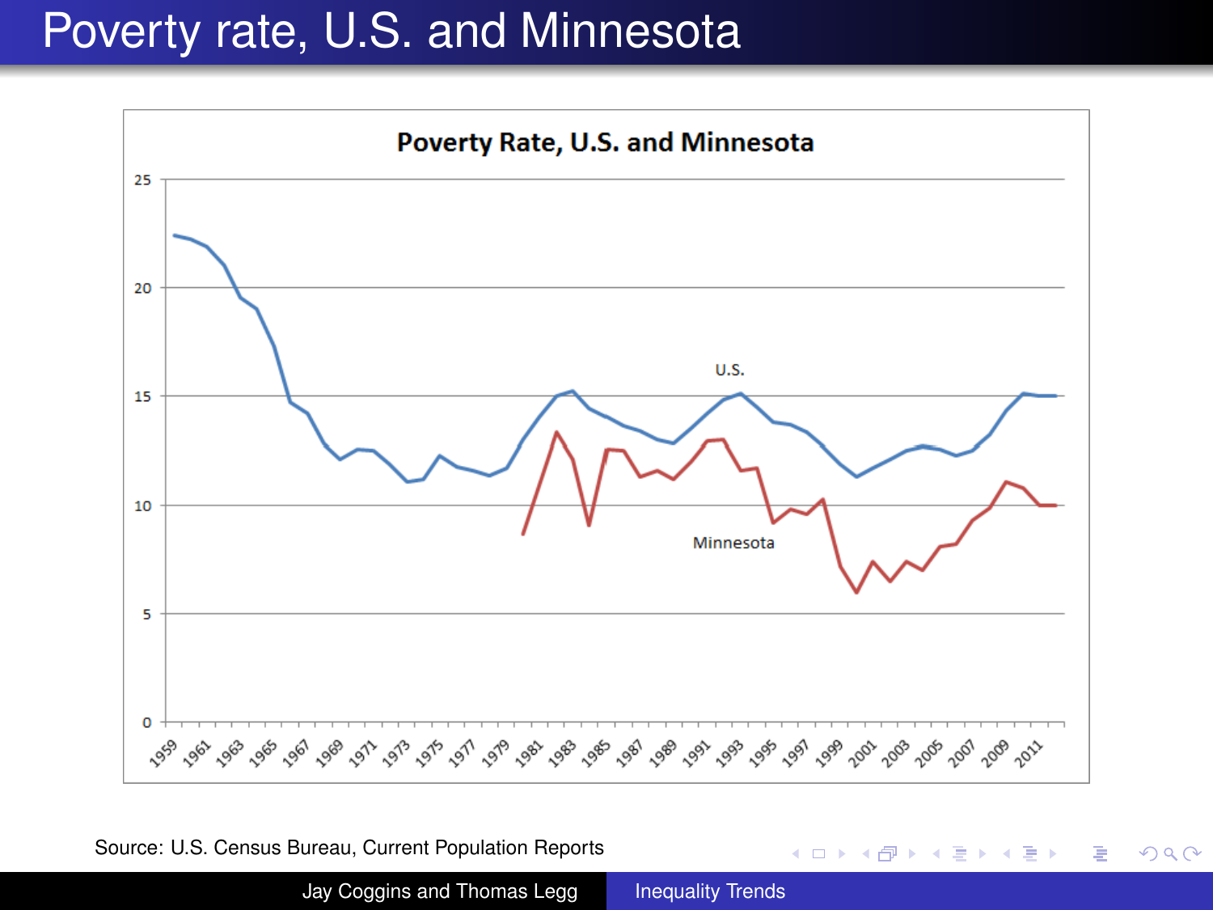# Poverty rate, U.S. and Minnesota

Source: U.S. Census Bureau, Current Population Reports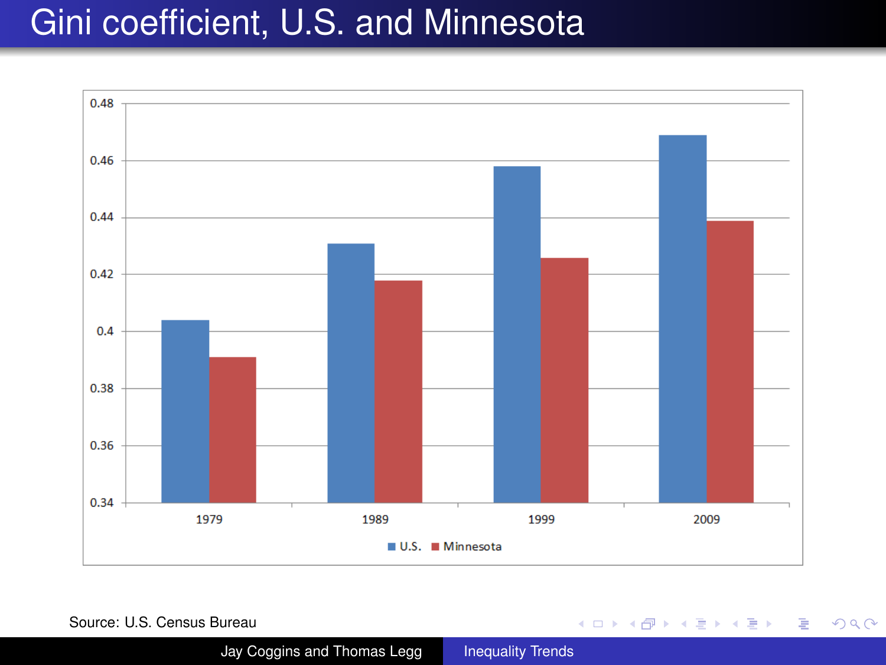# Gini coefficient, U.S. and Minnesota

Source: U.S. Census Bureau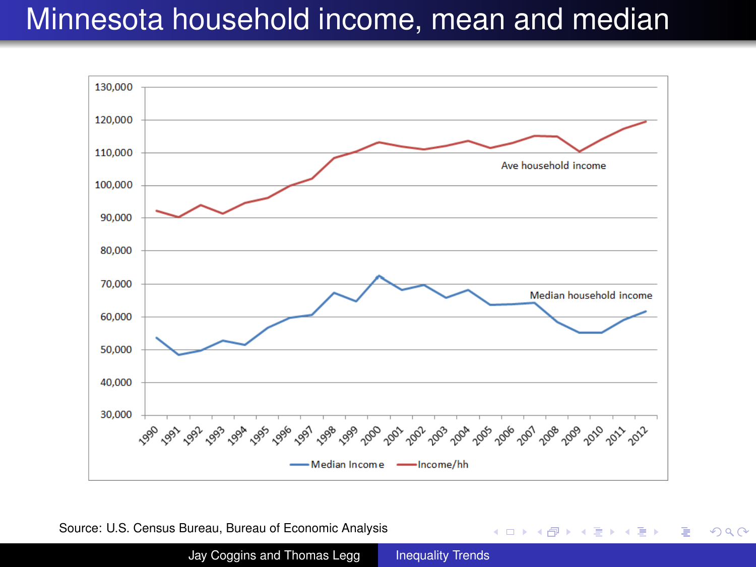# Minnesota household income, mean and median

Source: U.S. Census Bureau, Bureau of Economic Analysis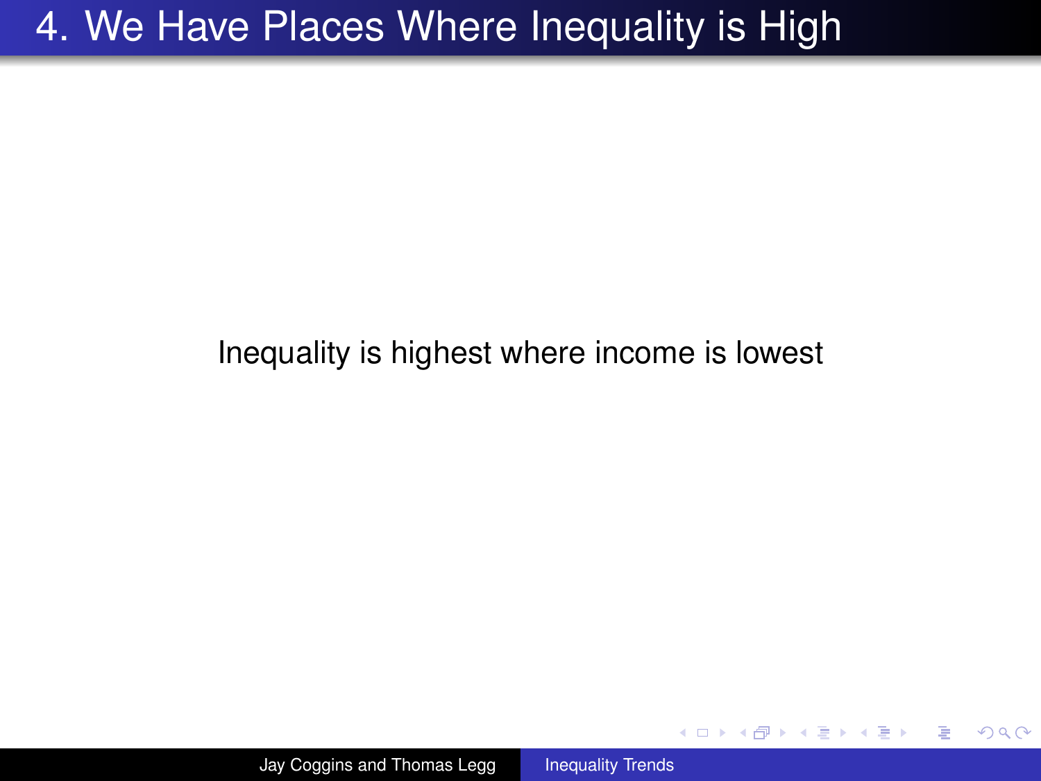# 4. We Have Places Where Inequality is High

Inequality is highest where income is lowest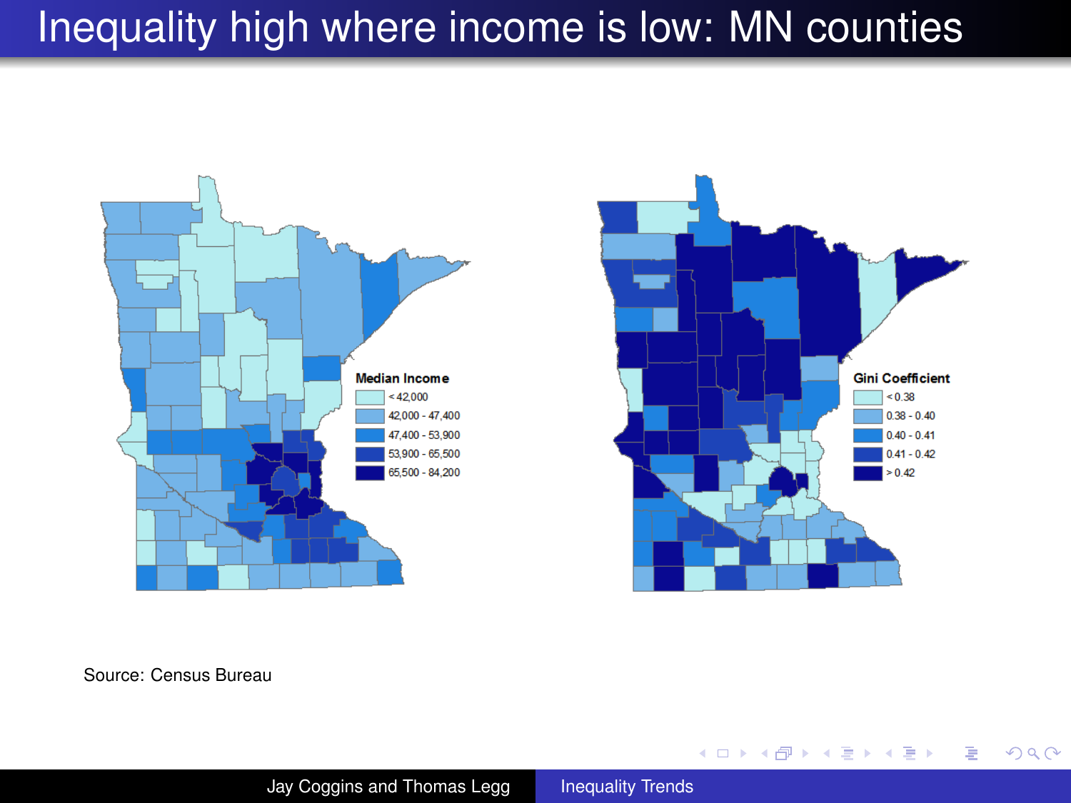# Inequality high where income is low: MN counties

**Median Income**

- < 42,000
- 42,000 - 47,400
- 47,400 - 53,900
- 53,900 - 65,500
- 65,500 - 84,200

**Gini Coefficient**

- < 0.38
- 0.38 - 0.40
- 0.40 - 0.41
- 0.41 - 0.42
- > 0.42

Source: Census Bureau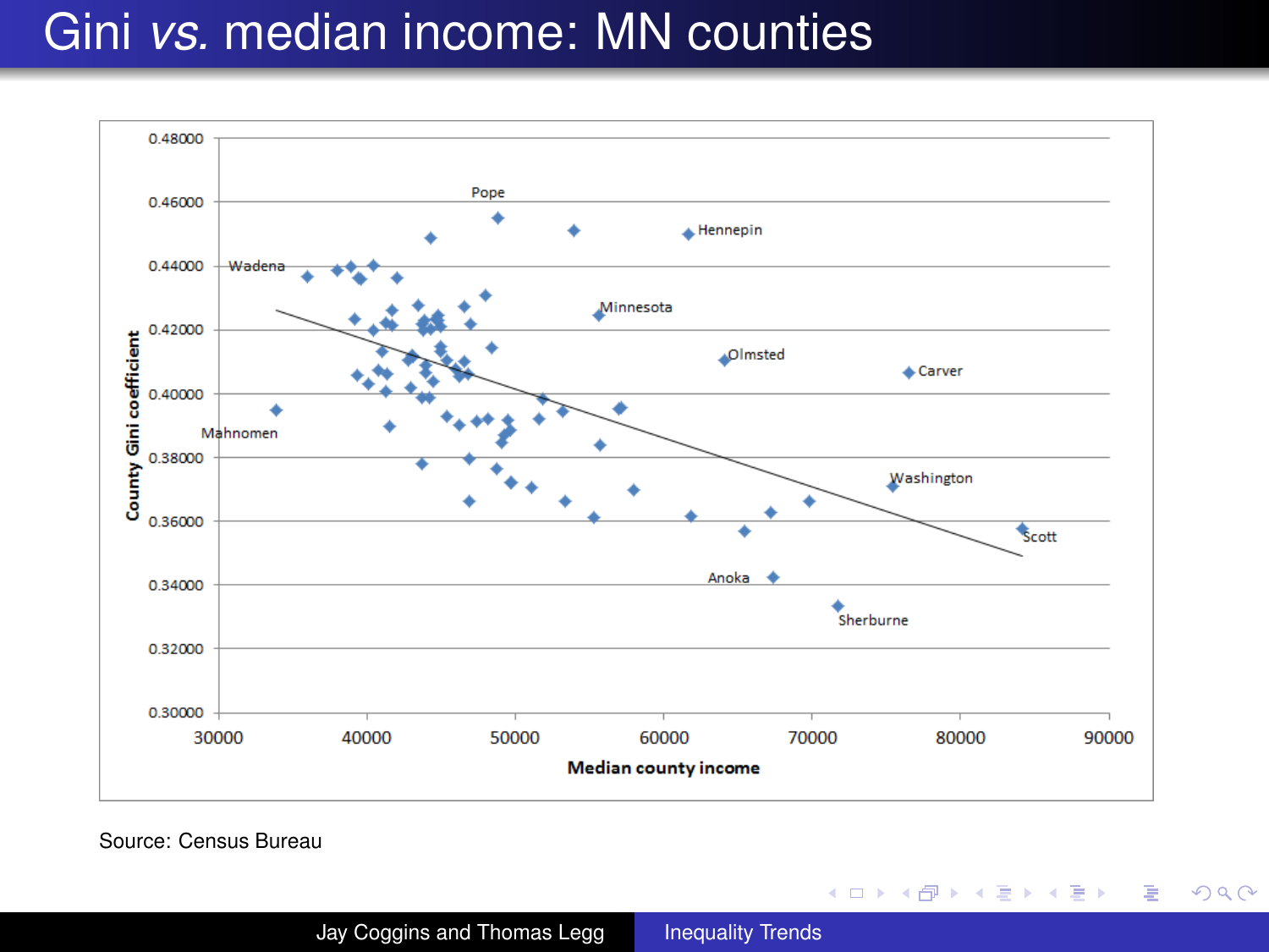# Gini *vs.* median income: MN counties

Chart: County Gini coefficient (y-axis, 0.30000–0.48000) vs. Median county income (x-axis, 30000–90000), with a downward-sloping trend line. Labeled points: Pope, Hennepin, Wadena, Minnesota, Olmsted, Carver, Mahnomen, Washington, Scott, Anoka, Sherburne.

Source: Census Bureau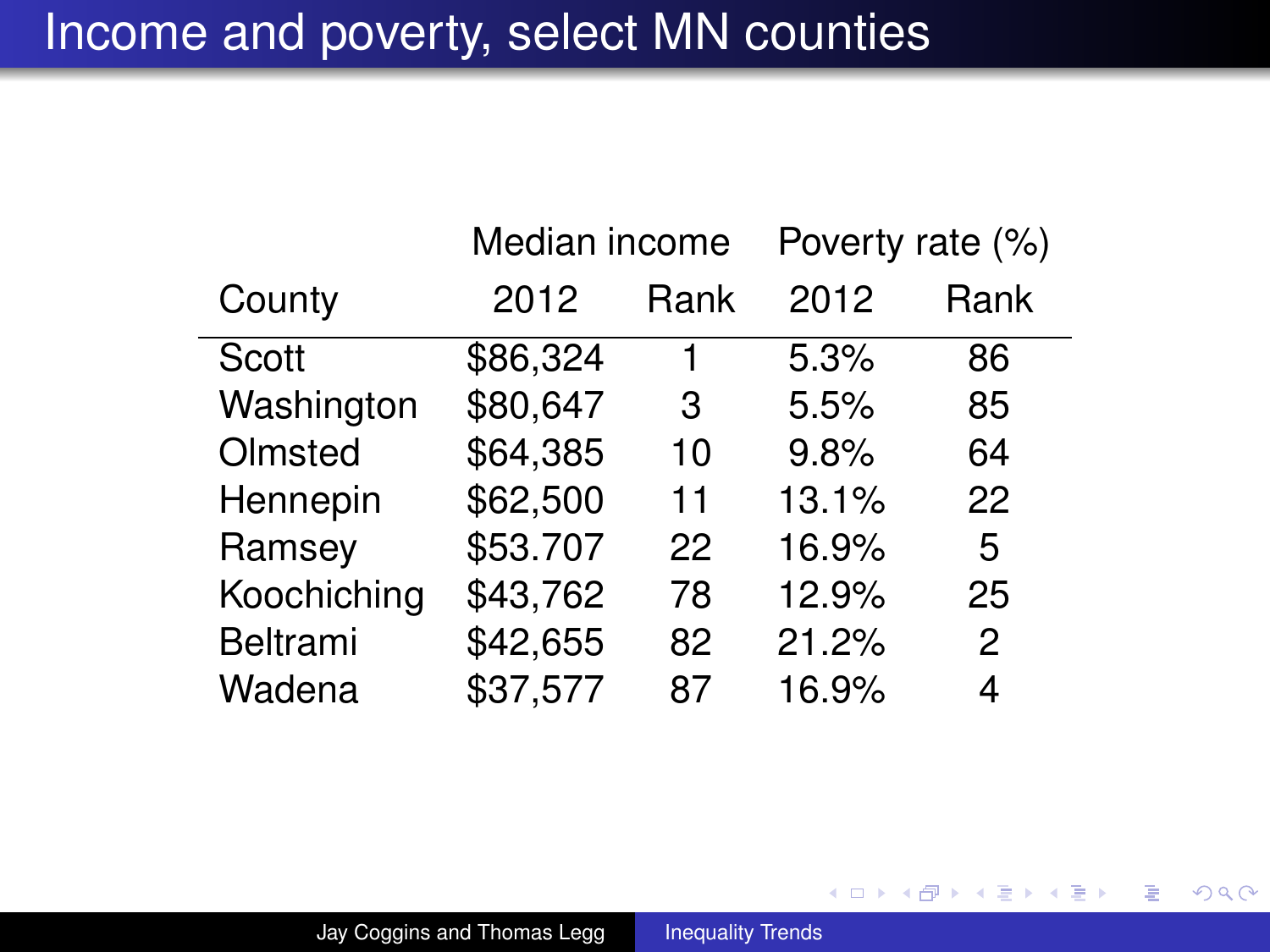# Income and poverty, select MN counties

| County | Median income 2012 | Rank | Poverty rate (%) 2012 | Rank |
|---|---|---|---|---|
| Scott | $86,324 | 1 | 5.3% | 86 |
| Washington | $80,647 | 3 | 5.5% | 85 |
| Olmsted | $64,385 | 10 | 9.8% | 64 |
| Hennepin | $62,500 | 11 | 13.1% | 22 |
| Ramsey | $53.707 | 22 | 16.9% | 5 |
| Koochiching | $43,762 | 78 | 12.9% | 25 |
| Beltrami | $42,655 | 82 | 21.2% | 2 |
| Wadena | $37,577 | 87 | 16.9% | 4 |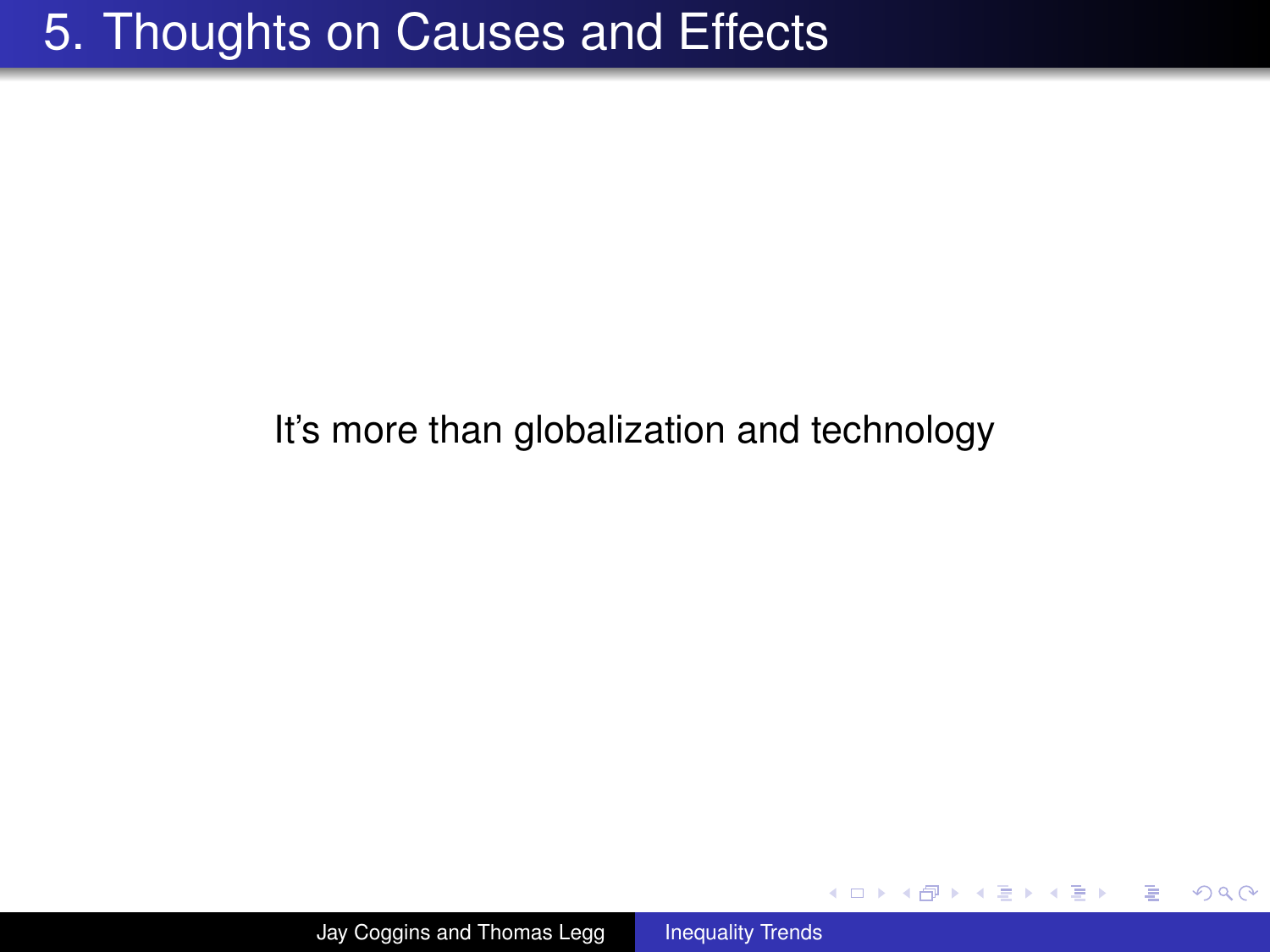# 5. Thoughts on Causes and Effects

It's more than globalization and technology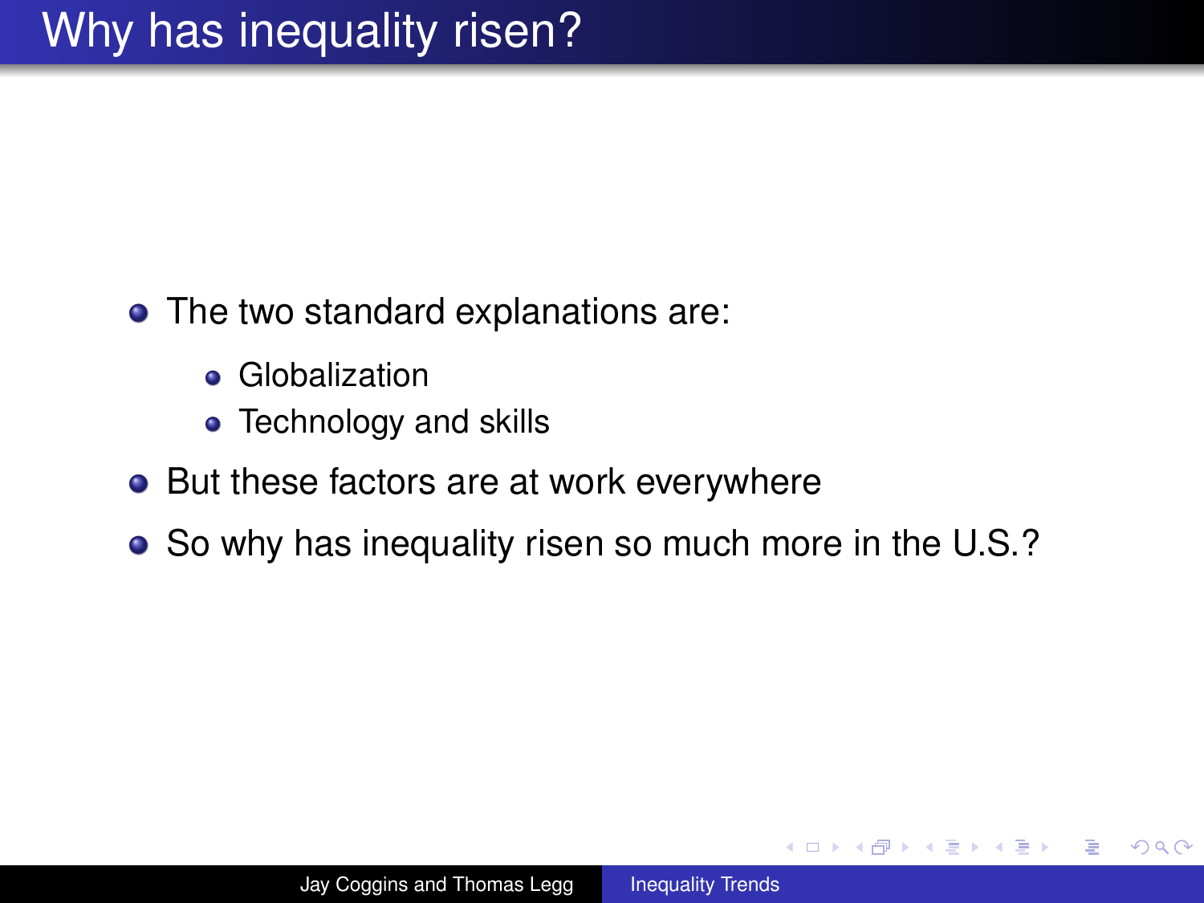# Why has inequality risen?

- The two standard explanations are:
  - Globalization
  - Technology and skills
- But these factors are at work everywhere
- So why has inequality risen so much more in the U.S.?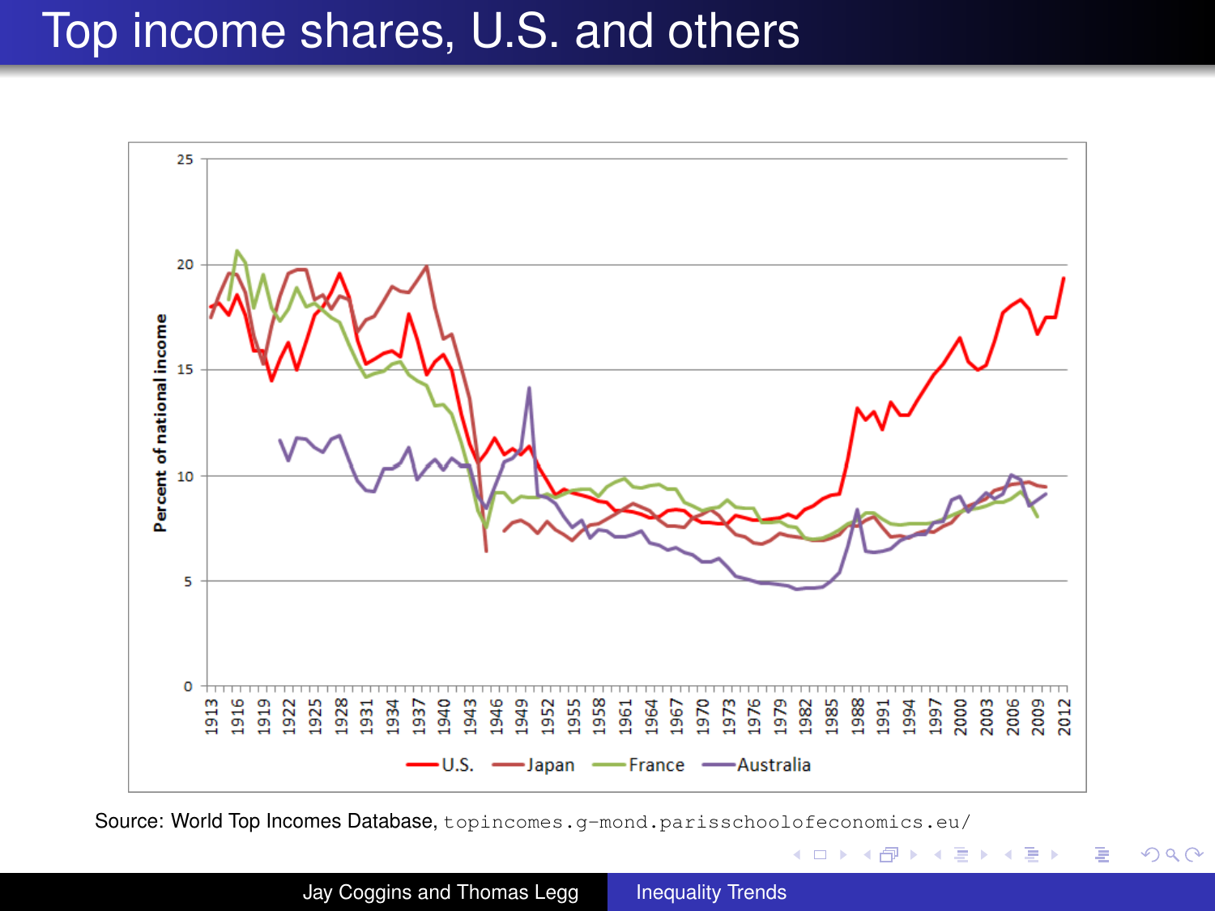# Top income shares, U.S. and others

Source: World Top Incomes Database, `topincomes.g-mond.parisschoolofeconomics.eu/`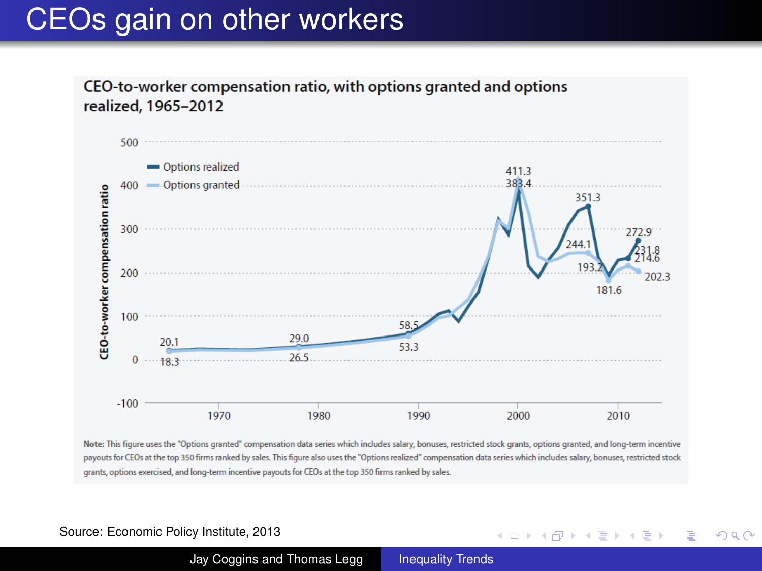# CEOs gain on other workers

**CEO-to-worker compensation ratio, with options granted and options realized, 1965–2012**

**Note:** This figure uses the "Options granted" compensation data series which includes salary, bonuses, restricted stock grants, options granted, and long-term incentive payouts for CEOs at the top 350 firms ranked by sales. This figure also uses the "Options realized" compensation data series which includes salary, bonuses, restricted stock grants, options exercised, and long-term incentive payouts for CEOs at the top 350 firms ranked by sales.

Source: Economic Policy Institute, 2013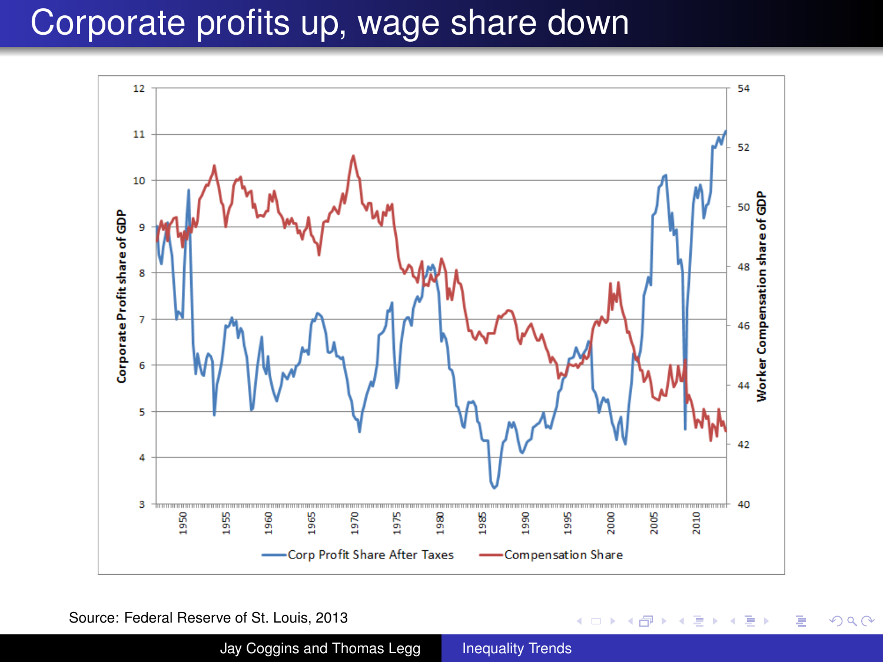# Corporate profits up, wage share down

Source: Federal Reserve of St. Louis, 2013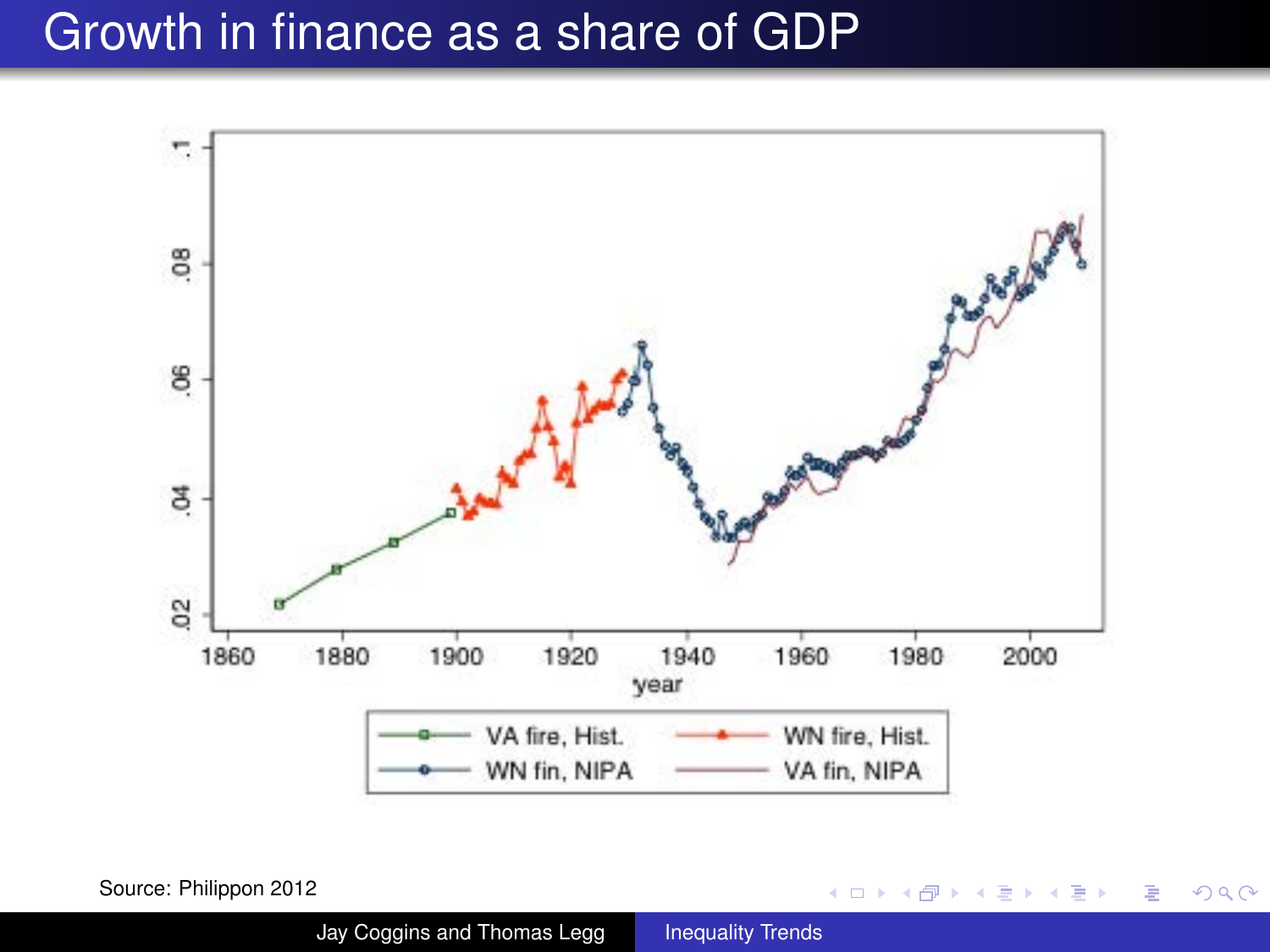# Growth in finance as a share of GDP

Source: Philippon 2012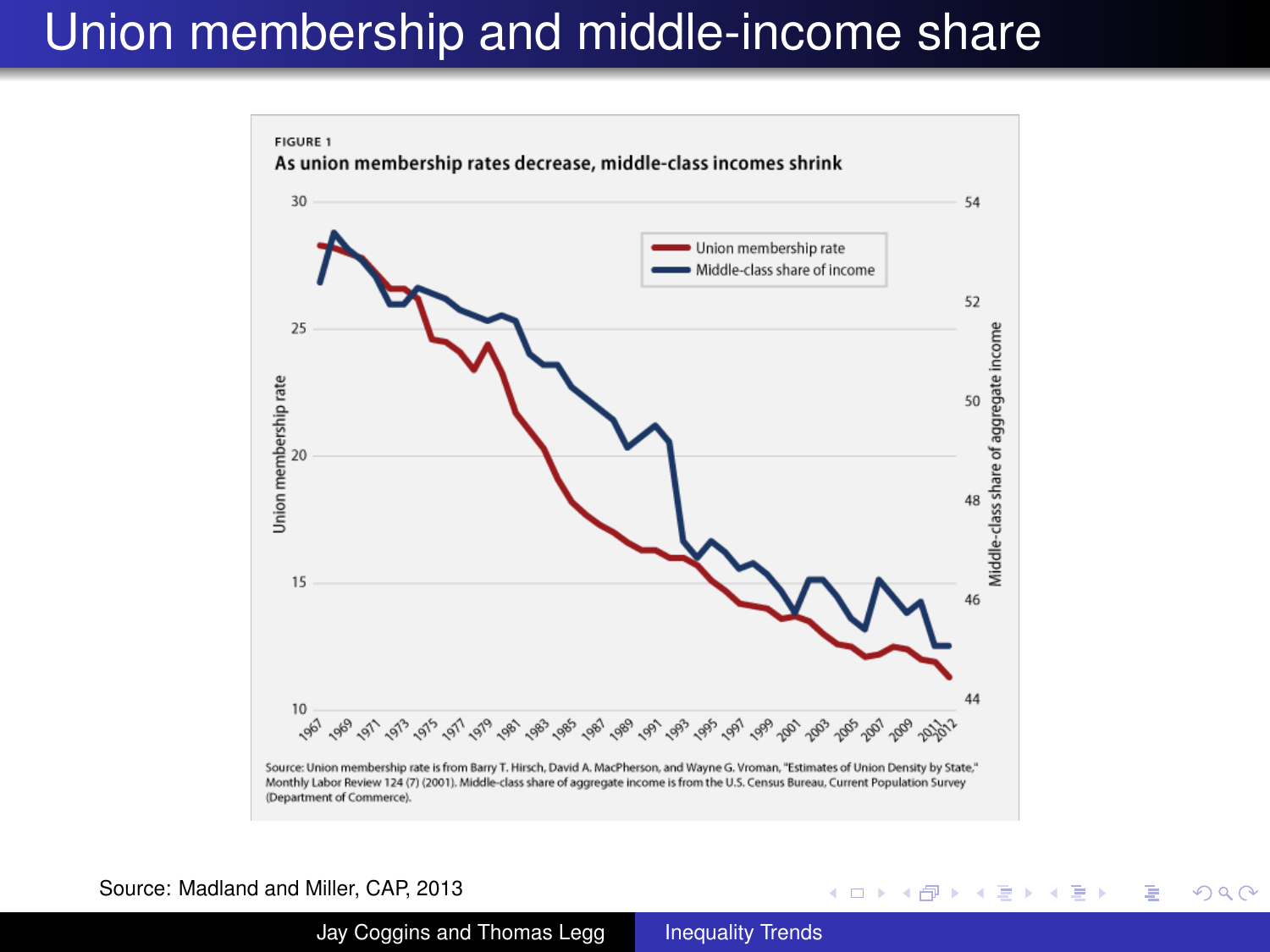# Union membership and middle-income share

FIGURE 1

**As union membership rates decrease, middle-class incomes shrink**

Source: Union membership rate is from Barry T. Hirsch, David A. MacPherson, and Wayne G. Vroman, "Estimates of Union Density by State," Monthly Labor Review 124 (7) (2001). Middle-class share of aggregate income is from the U.S. Census Bureau, Current Population Survey (Department of Commerce).

Source: Madland and Miller, CAP, 2013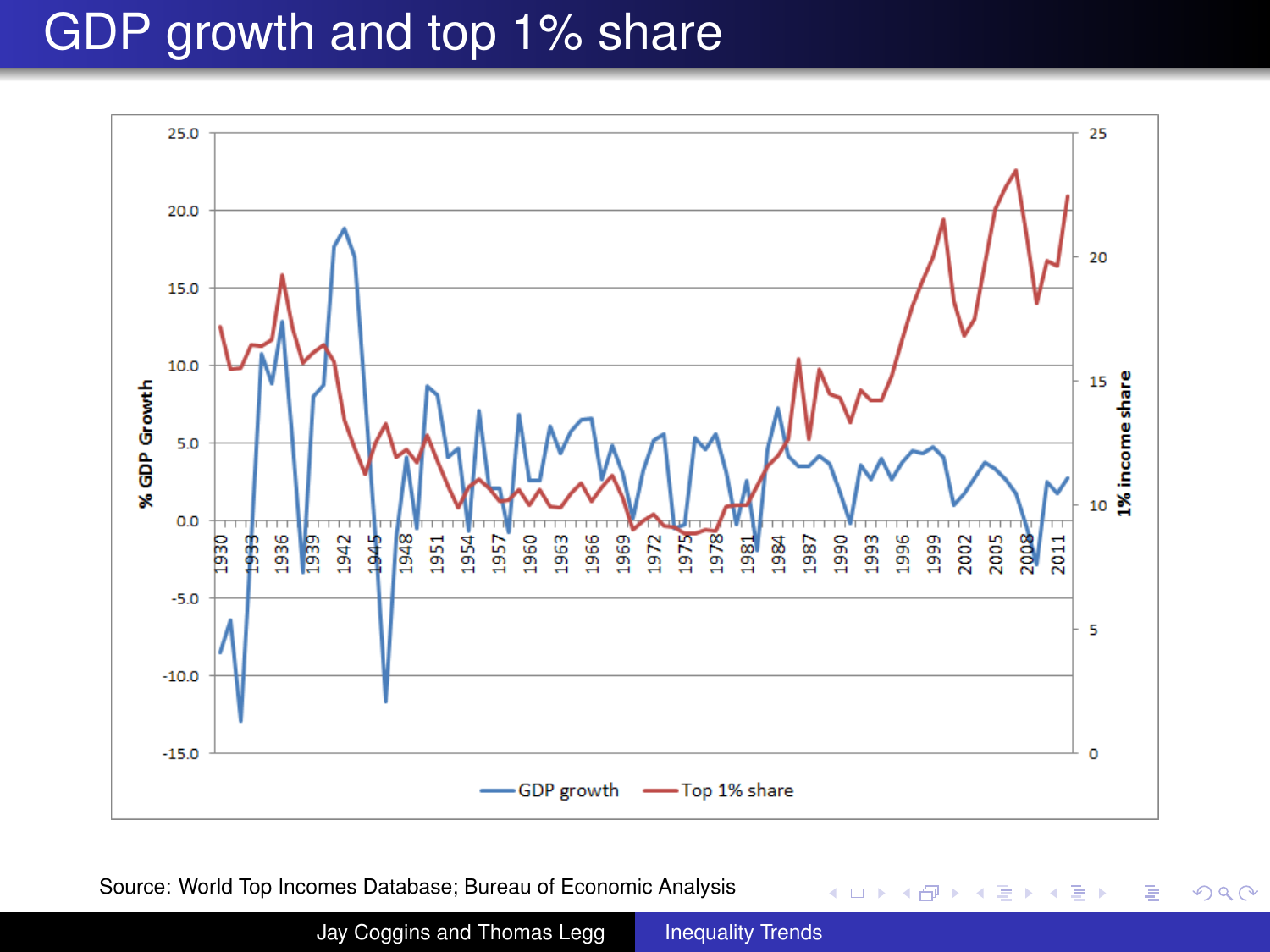# GDP growth and top 1% share

Source: World Top Incomes Database; Bureau of Economic Analysis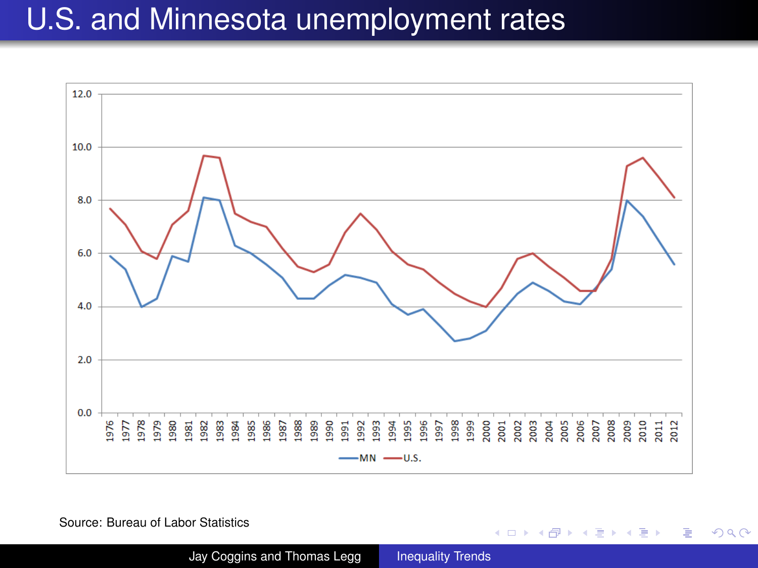# U.S. and Minnesota unemployment rates

Source: Bureau of Labor Statistics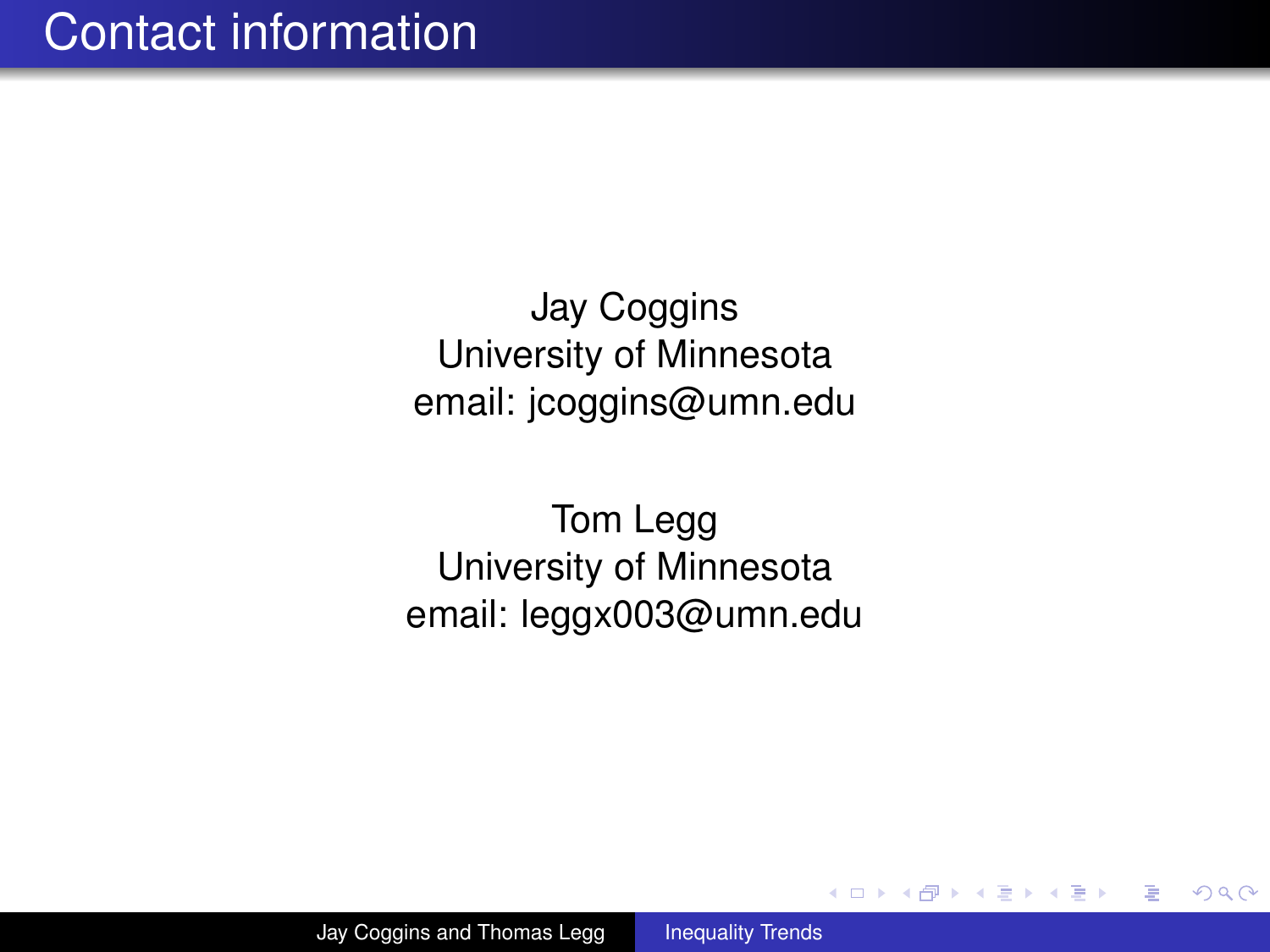# Contact information

Jay Coggins
University of Minnesota
email: jcoggins@umn.edu

Tom Legg
University of Minnesota
email: leggx003@umn.edu